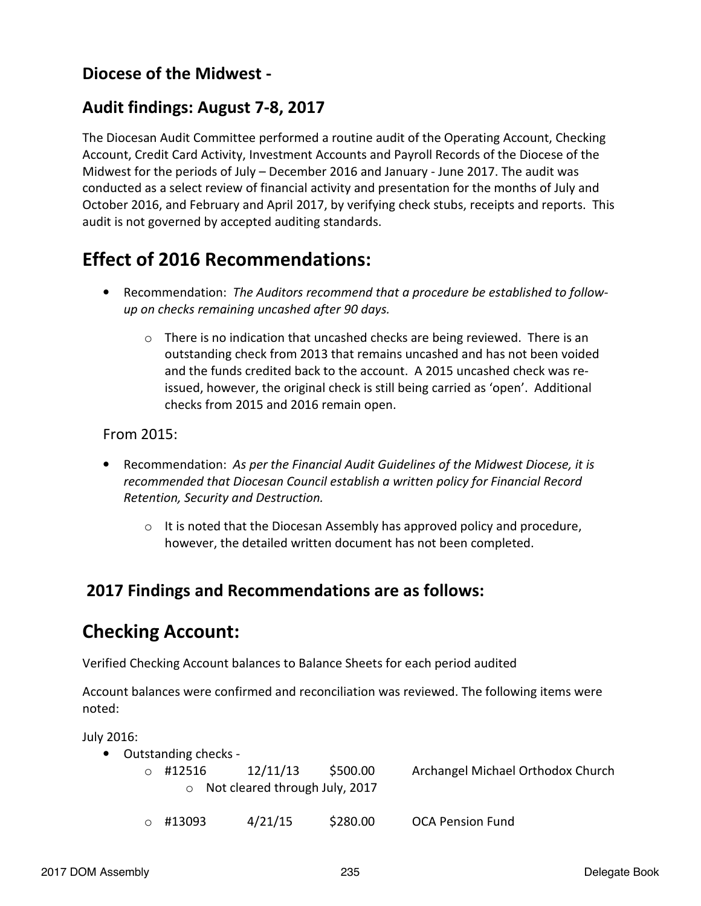## Diocese of the Midwest -

## Audit findings: August 7-8, 2017

The Diocesan Audit Committee performed a routine audit of the Operating Account, Checking Account, Credit Card Activity, Investment Accounts and Payroll Records of the Diocese of the Midwest for the periods of July – December 2016 and January - June 2017. The audit was conducted as a select review of financial activity and presentation for the months of July and October 2016, and February and April 2017, by verifying check stubs, receipts and reports. This audit is not governed by accepted auditing standards.

# Effect of 2016 Recommendations:

- Recommendation: *The Auditors recommend that a procedure be established to follow-up on checks remaining uncashed after 90 days.*
  - There is no indication that uncashed checks are being reviewed. There is an outstanding check from 2013 that remains uncashed and has not been voided and the funds credited back to the account. A 2015 uncashed check was re-issued, however, the original check is still being carried as 'open'. Additional checks from 2015 and 2016 remain open.

From 2015:

- Recommendation: *As per the Financial Audit Guidelines of the Midwest Diocese, it is recommended that Diocesan Council establish a written policy for Financial Record Retention, Security and Destruction.*
  - It is noted that the Diocesan Assembly has approved policy and procedure, however, the detailed written document has not been completed.

## 2017 Findings and Recommendations are as follows:

# Checking Account:

Verified Checking Account balances to Balance Sheets for each period audited

Account balances were confirmed and reconciliation was reviewed. The following items were noted:

July 2016:

- Outstanding checks -
  - #12516 12/11/13 $500.00 Archangel Michael Orthodox Church
    - Not cleared through July, 2017
  - #13093 4/21/15 $280.00 OCA Pension Fund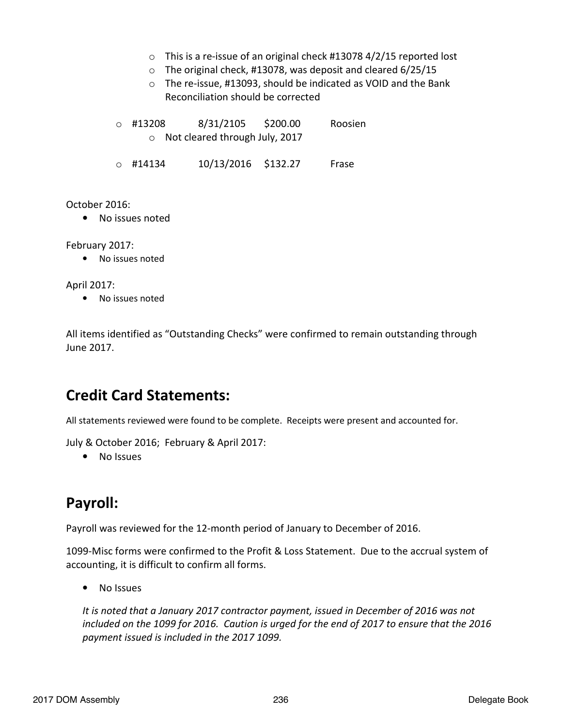- This is a re-issue of an original check #13078 4/2/15 reported lost
  - The original check, #13078, was deposit and cleared 6/25/15
  - The re-issue, #13093, should be indicated as VOID and the Bank Reconciliation should be corrected

- #13208 8/31/2105 $200.00 Roosien
  - Not cleared through July, 2017

- #14134 10/13/2016 $132.27 Frase

October 2016:

- No issues noted

February 2017:

- No issues noted

April 2017:

- No issues noted

All items identified as "Outstanding Checks" were confirmed to remain outstanding through June 2017.

## Credit Card Statements:

All statements reviewed were found to be complete. Receipts were present and accounted for.

July & October 2016; February & April 2017:

- No Issues

## Payroll:

Payroll was reviewed for the 12-month period of January to December of 2016.

1099-Misc forms were confirmed to the Profit & Loss Statement. Due to the accrual system of accounting, it is difficult to confirm all forms.

- No Issues

*It is noted that a January 2017 contractor payment, issued in December of 2016 was not included on the 1099 for 2016. Caution is urged for the end of 2017 to ensure that the 2016 payment issued is included in the 2017 1099.*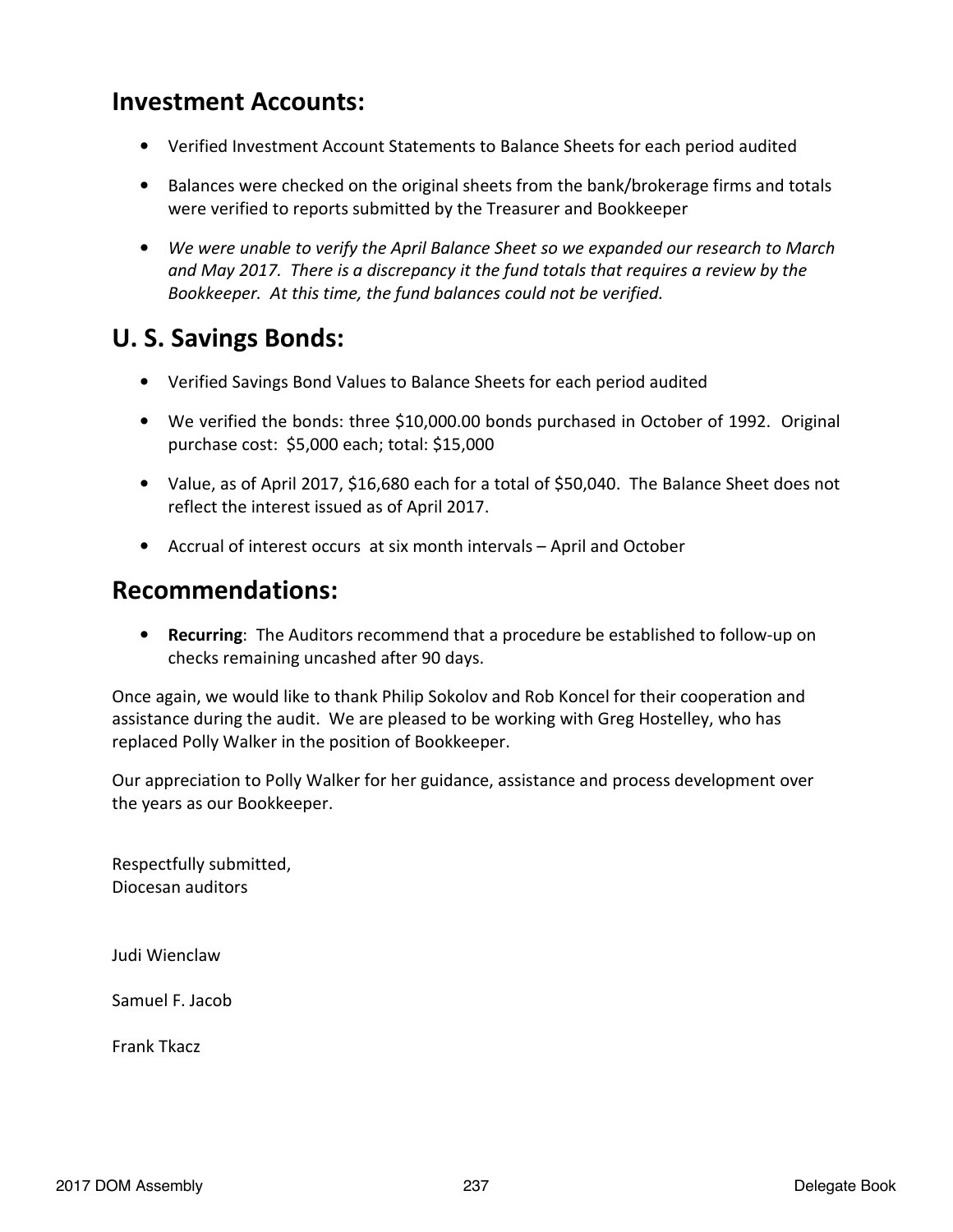## Investment Accounts:

- Verified Investment Account Statements to Balance Sheets for each period audited
- Balances were checked on the original sheets from the bank/brokerage firms and totals were verified to reports submitted by the Treasurer and Bookkeeper
- *We were unable to verify the April Balance Sheet so we expanded our research to March and May 2017. There is a discrepancy it the fund totals that requires a review by the Bookkeeper. At this time, the fund balances could not be verified.*

## U. S. Savings Bonds:

- Verified Savings Bond Values to Balance Sheets for each period audited
- We verified the bonds: three $10,000.00 bonds purchased in October of 1992. Original purchase cost: $5,000 each; total: $15,000
- Value, as of April 2017, $16,680 each for a total of $50,040. The Balance Sheet does not reflect the interest issued as of April 2017.
- Accrual of interest occurs at six month intervals – April and October

## Recommendations:

- **Recurring**: The Auditors recommend that a procedure be established to follow-up on checks remaining uncashed after 90 days.

Once again, we would like to thank Philip Sokolov and Rob Koncel for their cooperation and assistance during the audit. We are pleased to be working with Greg Hostelley, who has replaced Polly Walker in the position of Bookkeeper.

Our appreciation to Polly Walker for her guidance, assistance and process development over the years as our Bookkeeper.

Respectfully submitted,
Diocesan auditors

Judi Wienclaw

Samuel F. Jacob

Frank Tkacz